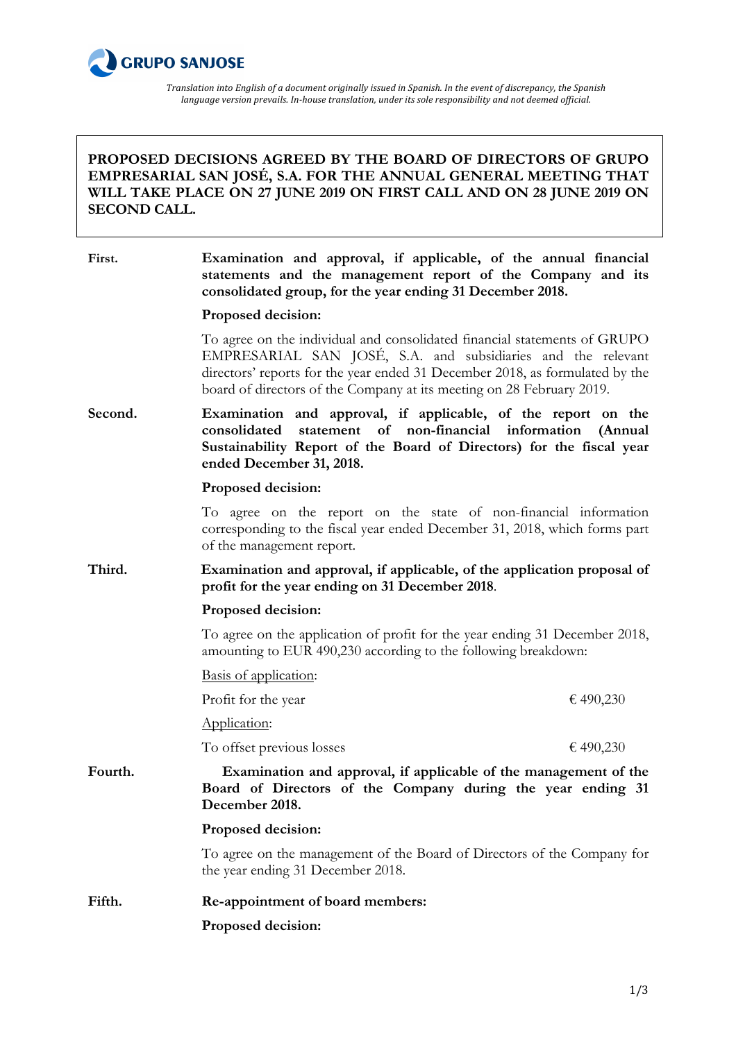**GRUPO SANJOSE**

*Translation into English of a document originally issued in Spanish. In the event of discrepancy, the Spanish language version prevails. In-house translation, under its sole responsibility and not deemed official.*

# PROPOSED DECISIONS AGREED BY THE BOARD OF DIRECTORS OF GRUPO EMPRESARIAL SAN JOSÉ, S.A. FOR THE ANNUAL GENERAL MEETING THAT WILL TAKE PLACE ON 27 JUNE 2019 ON FIRST CALL AND ON 28 JUNE 2019 ON SECOND CALL.

**First.** **Examination and approval, if applicable, of the annual financial statements and the management report of the Company and its consolidated group, for the year ending 31 December 2018.**

**Proposed decision:**

To agree on the individual and consolidated financial statements of GRUPO EMPRESARIAL SAN JOSÉ, S.A. and subsidiaries and the relevant directors' reports for the year ended 31 December 2018, as formulated by the board of directors of the Company at its meeting on 28 February 2019.

**Second.** **Examination and approval, if applicable, of the report on the consolidated statement of non-financial information (Annual Sustainability Report of the Board of Directors) for the fiscal year ended December 31, 2018.**

**Proposed decision:**

To agree on the report on the state of non-financial information corresponding to the fiscal year ended December 31, 2018, which forms part of the management report.

**Third.** **Examination and approval, if applicable, of the application proposal of profit for the year ending on 31 December 2018.**

**Proposed decision:**

To agree on the application of profit for the year ending 31 December 2018, amounting to EUR 490,230 according to the following breakdown:

Basis of application:

Profit for the year € 490,230

Application:

To offset previous losses € 490,230

**Fourth.** **Examination and approval, if applicable of the management of the Board of Directors of the Company during the year ending 31 December 2018.**

**Proposed decision:**

To agree on the management of the Board of Directors of the Company for the year ending 31 December 2018.

**Fifth.** **Re-appointment of board members:**

**Proposed decision:**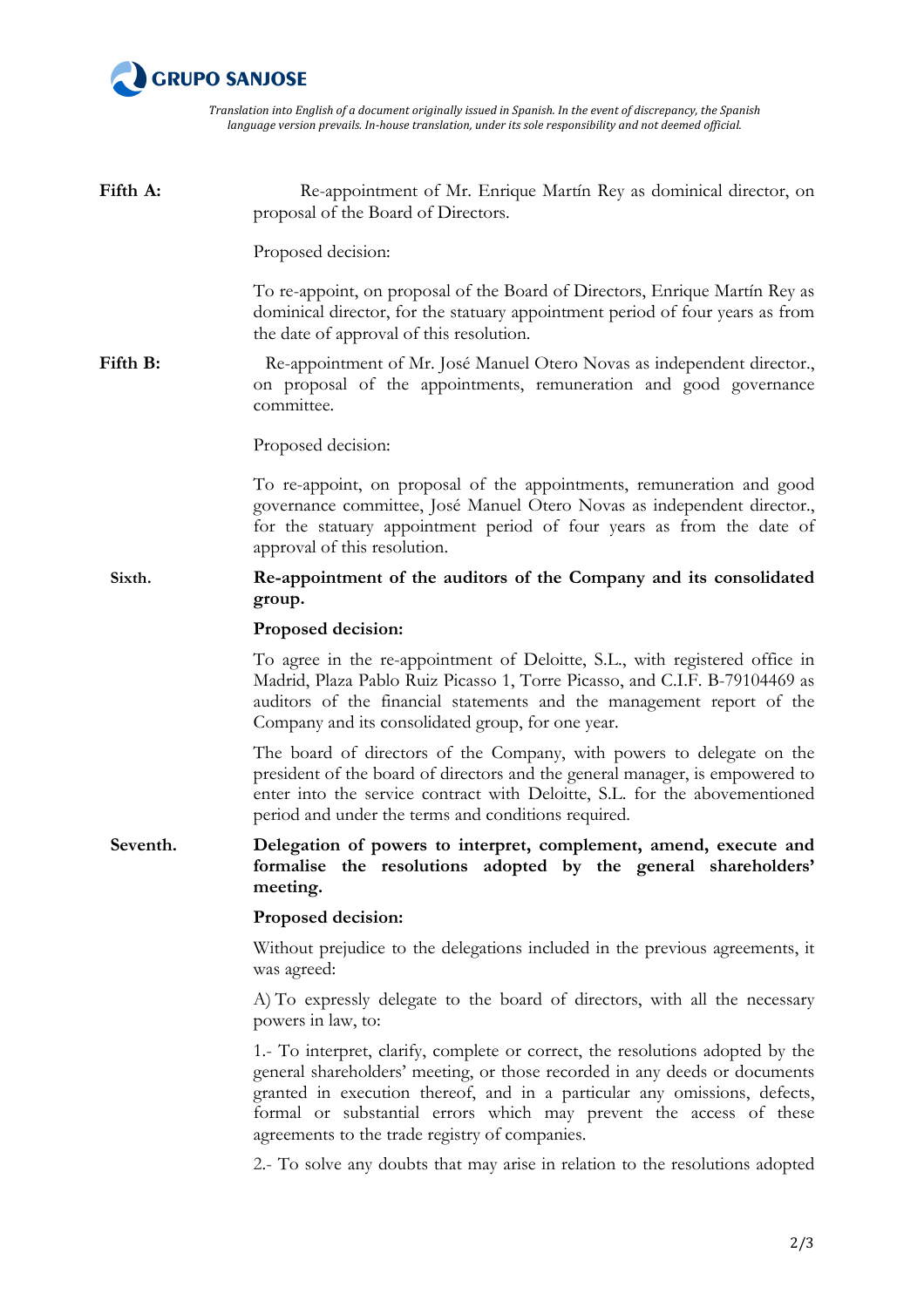*Translation into English of a document originally issued in Spanish. In the event of discrepancy, the Spanish language version prevails. In-house translation, under its sole responsibility and not deemed official.*

**Fifth A:** Re-appointment of Mr. Enrique Martín Rey as dominical director, on proposal of the Board of Directors.

Proposed decision:

To re-appoint, on proposal of the Board of Directors, Enrique Martín Rey as dominical director, for the statuary appointment period of four years as from the date of approval of this resolution.

**Fifth B:** Re-appointment of Mr. José Manuel Otero Novas as independent director., on proposal of the appointments, remuneration and good governance committee.

Proposed decision:

To re-appoint, on proposal of the appointments, remuneration and good governance committee, José Manuel Otero Novas as independent director., for the statuary appointment period of four years as from the date of approval of this resolution.

**Sixth.** **Re-appointment of the auditors of the Company and its consolidated group.**

**Proposed decision:**

To agree in the re-appointment of Deloitte, S.L., with registered office in Madrid, Plaza Pablo Ruiz Picasso 1, Torre Picasso, and C.I.F. B-79104469 as auditors of the financial statements and the management report of the Company and its consolidated group, for one year.

The board of directors of the Company, with powers to delegate on the president of the board of directors and the general manager, is empowered to enter into the service contract with Deloitte, S.L. for the abovementioned period and under the terms and conditions required.

**Seventh.** **Delegation of powers to interpret, complement, amend, execute and formalise the resolutions adopted by the general shareholders' meeting.**

**Proposed decision:**

Without prejudice to the delegations included in the previous agreements, it was agreed:

A) To expressly delegate to the board of directors, with all the necessary powers in law, to:

1.- To interpret, clarify, complete or correct, the resolutions adopted by the general shareholders' meeting, or those recorded in any deeds or documents granted in execution thereof, and in a particular any omissions, defects, formal or substantial errors which may prevent the access of these agreements to the trade registry of companies.

2.- To solve any doubts that may arise in relation to the resolutions adopted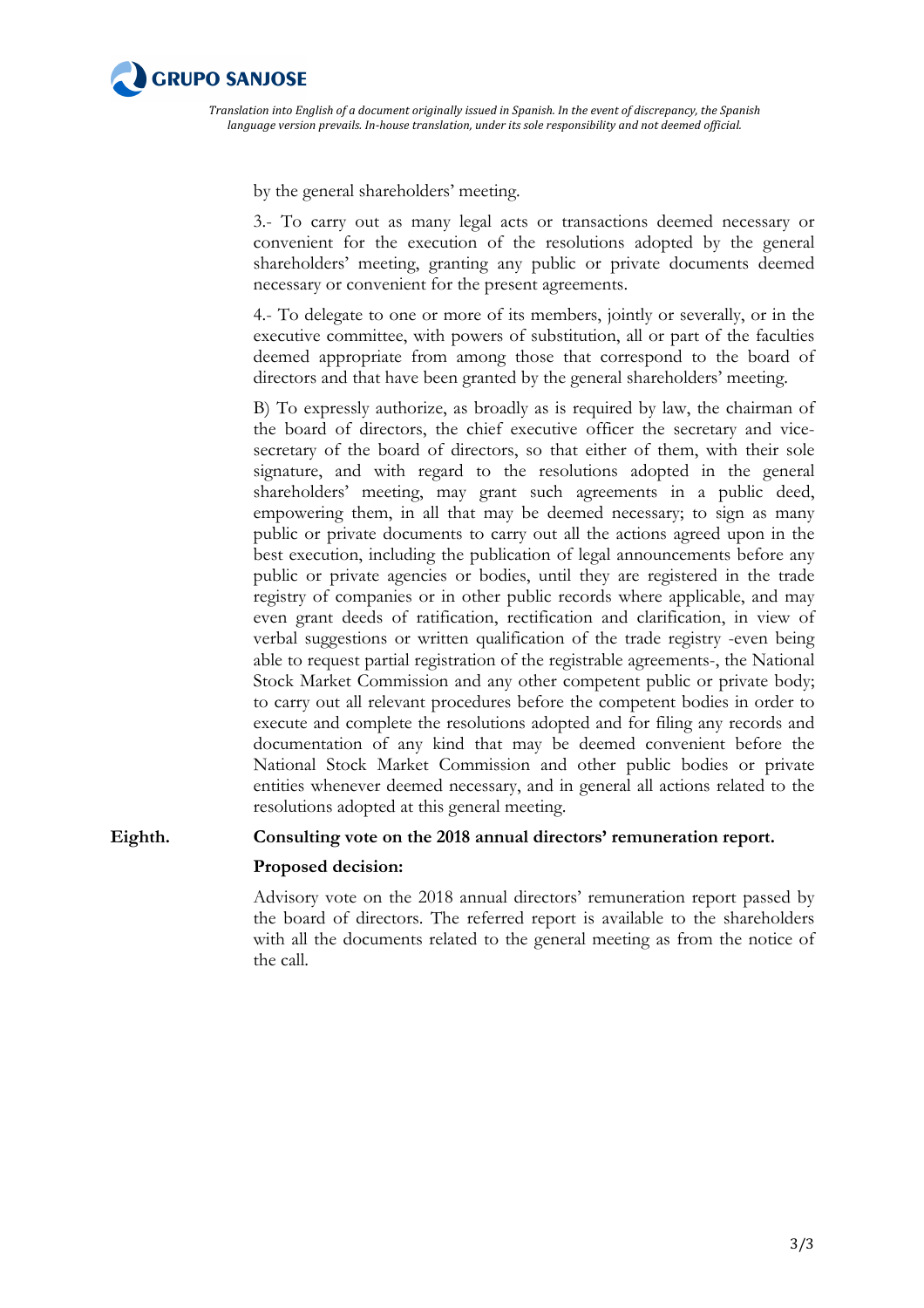by the general shareholders' meeting.

3.- To carry out as many legal acts or transactions deemed necessary or convenient for the execution of the resolutions adopted by the general shareholders' meeting, granting any public or private documents deemed necessary or convenient for the present agreements.

4.- To delegate to one or more of its members, jointly or severally, or in the executive committee, with powers of substitution, all or part of the faculties deemed appropriate from among those that correspond to the board of directors and that have been granted by the general shareholders' meeting.

B) To expressly authorize, as broadly as is required by law, the chairman of the board of directors, the chief executive officer the secretary and vice-secretary of the board of directors, so that either of them, with their sole signature, and with regard to the resolutions adopted in the general shareholders' meeting, may grant such agreements in a public deed, empowering them, in all that may be deemed necessary; to sign as many public or private documents to carry out all the actions agreed upon in the best execution, including the publication of legal announcements before any public or private agencies or bodies, until they are registered in the trade registry of companies or in other public records where applicable, and may even grant deeds of ratification, rectification and clarification, in view of verbal suggestions or written qualification of the trade registry -even being able to request partial registration of the registrable agreements-, the National Stock Market Commission and any other competent public or private body; to carry out all relevant procedures before the competent bodies in order to execute and complete the resolutions adopted and for filing any records and documentation of any kind that may be deemed convenient before the National Stock Market Commission and other public bodies or private entities whenever deemed necessary, and in general all actions related to the resolutions adopted at this general meeting.

**Eighth.** **Consulting vote on the 2018 annual directors' remuneration report.**

**Proposed decision:**

Advisory vote on the 2018 annual directors' remuneration report passed by the board of directors. The referred report is available to the shareholders with all the documents related to the general meeting as from the notice of the call.